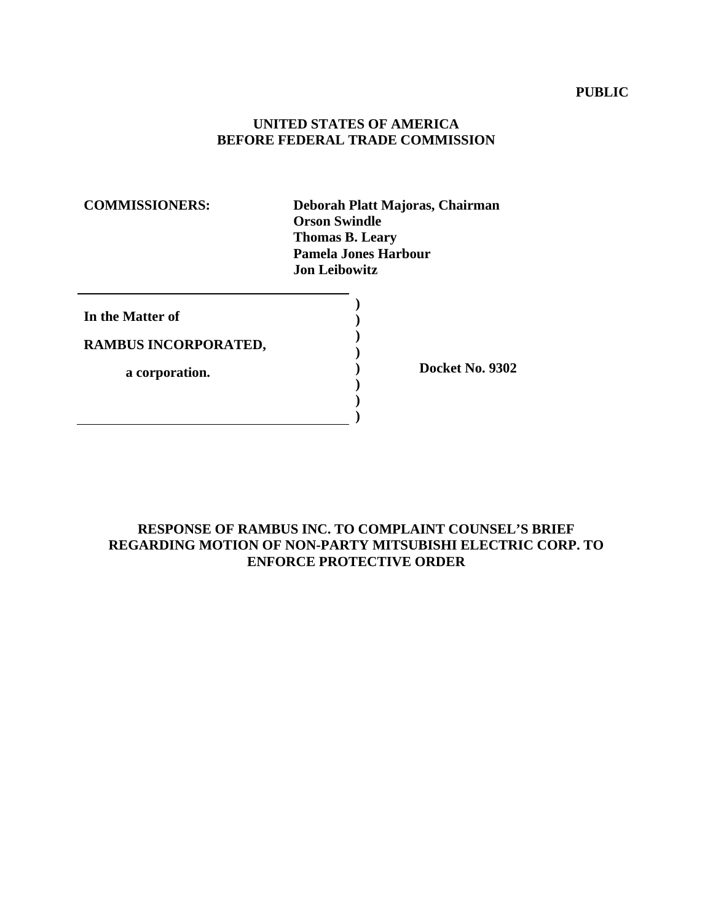**PUBLIC**

**UNITED STATES OF AMERICA**
**BEFORE FEDERAL TRADE COMMISSION**

**COMMISSIONERS:** **Deborah Platt Majoras, Chairman**
**Orson Swindle**
**Thomas B. Leary**
**Pamela Jones Harbour**
**Jon Leibowitz**

| | | |
|---|---|---|
| **In the Matter of** | ) | |
| | ) | |
| **RAMBUS INCORPORATED,** | ) | |
| | ) | |
| **a corporation.** | ) | **Docket No. 9302** |
| | ) | |
| | ) | |
| | ) | |

**RESPONSE OF RAMBUS INC. TO COMPLAINT COUNSEL'S BRIEF REGARDING MOTION OF NON-PARTY MITSUBISHI ELECTRIC CORP. TO ENFORCE PROTECTIVE ORDER**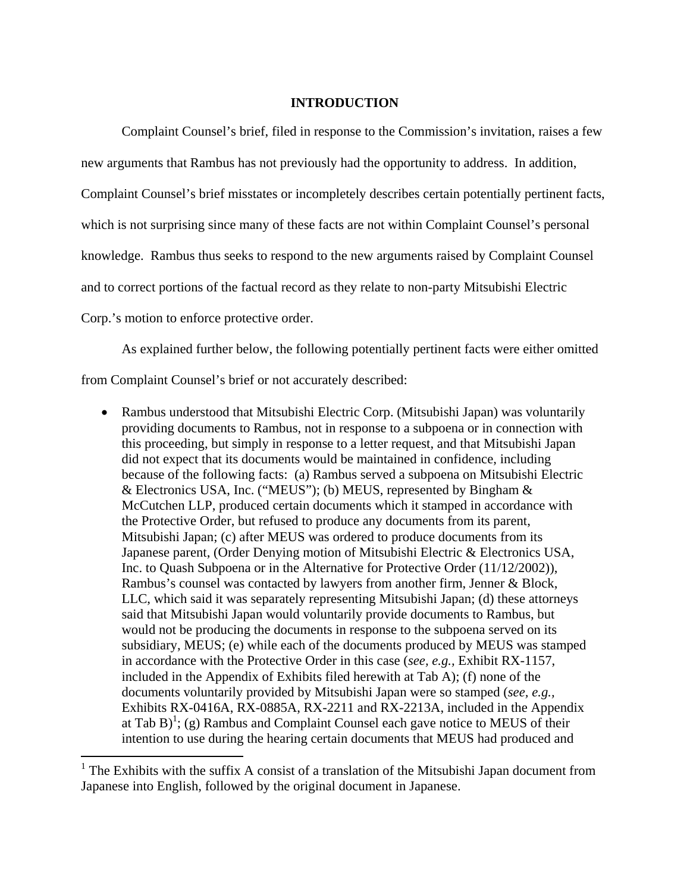## INTRODUCTION

Complaint Counsel's brief, filed in response to the Commission's invitation, raises a few new arguments that Rambus has not previously had the opportunity to address. In addition, Complaint Counsel's brief misstates or incompletely describes certain potentially pertinent facts, which is not surprising since many of these facts are not within Complaint Counsel's personal knowledge. Rambus thus seeks to respond to the new arguments raised by Complaint Counsel and to correct portions of the factual record as they relate to non-party Mitsubishi Electric Corp.'s motion to enforce protective order.

As explained further below, the following potentially pertinent facts were either omitted from Complaint Counsel's brief or not accurately described:

- Rambus understood that Mitsubishi Electric Corp. (Mitsubishi Japan) was voluntarily providing documents to Rambus, not in response to a subpoena or in connection with this proceeding, but simply in response to a letter request, and that Mitsubishi Japan did not expect that its documents would be maintained in confidence, including because of the following facts: (a) Rambus served a subpoena on Mitsubishi Electric & Electronics USA, Inc. ("MEUS"); (b) MEUS, represented by Bingham & McCutchen LLP, produced certain documents which it stamped in accordance with the Protective Order, but refused to produce any documents from its parent, Mitsubishi Japan; (c) after MEUS was ordered to produce documents from its Japanese parent, (Order Denying motion of Mitsubishi Electric & Electronics USA, Inc. to Quash Subpoena or in the Alternative for Protective Order (11/12/2002)), Rambus's counsel was contacted by lawyers from another firm, Jenner & Block, LLC, which said it was separately representing Mitsubishi Japan; (d) these attorneys said that Mitsubishi Japan would voluntarily provide documents to Rambus, but would not be producing the documents in response to the subpoena served on its subsidiary, MEUS; (e) while each of the documents produced by MEUS was stamped in accordance with the Protective Order in this case (*see, e.g.*, Exhibit RX-1157, included in the Appendix of Exhibits filed herewith at Tab A); (f) none of the documents voluntarily provided by Mitsubishi Japan were so stamped (*see, e.g.*, Exhibits RX-0416A, RX-0885A, RX-2211 and RX-2213A, included in the Appendix at Tab B)[1]; (g) Rambus and Complaint Counsel each gave notice to MEUS of their intention to use during the hearing certain documents that MEUS had produced and

[1] The Exhibits with the suffix A consist of a translation of the Mitsubishi Japan document from Japanese into English, followed by the original document in Japanese.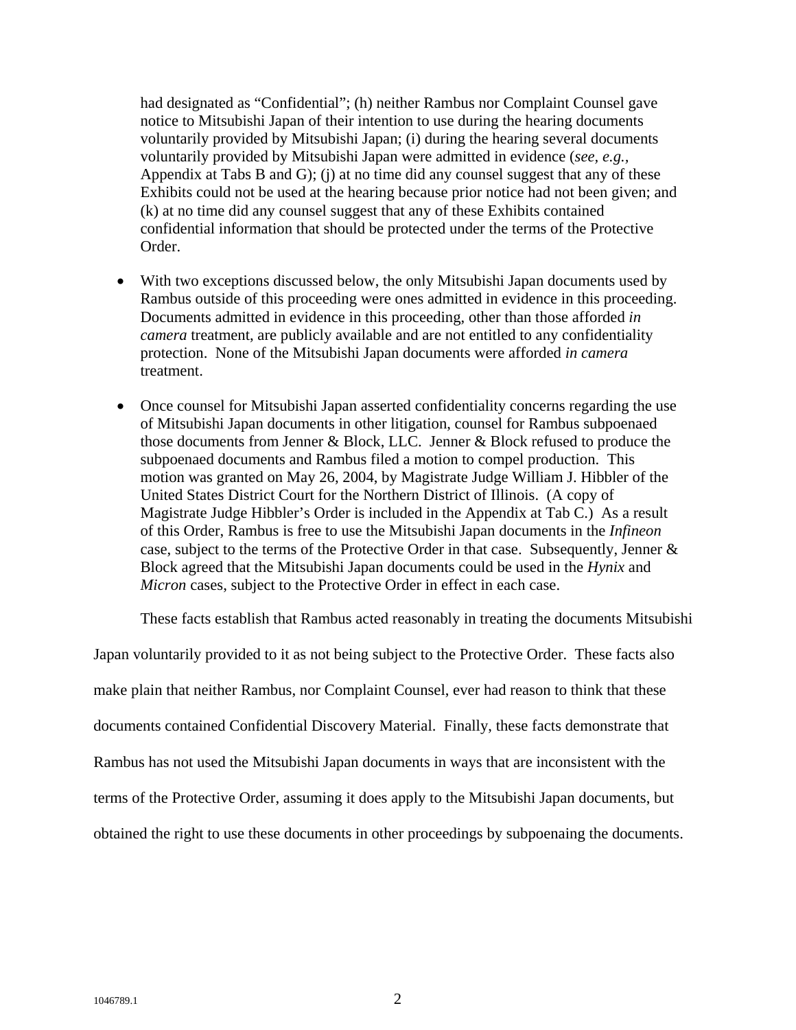had designated as "Confidential"; (h) neither Rambus nor Complaint Counsel gave notice to Mitsubishi Japan of their intention to use during the hearing documents voluntarily provided by Mitsubishi Japan; (i) during the hearing several documents voluntarily provided by Mitsubishi Japan were admitted in evidence (*see, e.g.*, Appendix at Tabs B and G); (j) at no time did any counsel suggest that any of these Exhibits could not be used at the hearing because prior notice had not been given; and (k) at no time did any counsel suggest that any of these Exhibits contained confidential information that should be protected under the terms of the Protective Order.

- With two exceptions discussed below, the only Mitsubishi Japan documents used by Rambus outside of this proceeding were ones admitted in evidence in this proceeding. Documents admitted in evidence in this proceeding, other than those afforded *in camera* treatment, are publicly available and are not entitled to any confidentiality protection. None of the Mitsubishi Japan documents were afforded *in camera* treatment.

- Once counsel for Mitsubishi Japan asserted confidentiality concerns regarding the use of Mitsubishi Japan documents in other litigation, counsel for Rambus subpoenaed those documents from Jenner & Block, LLC. Jenner & Block refused to produce the subpoenaed documents and Rambus filed a motion to compel production. This motion was granted on May 26, 2004, by Magistrate Judge William J. Hibbler of the United States District Court for the Northern District of Illinois. (A copy of Magistrate Judge Hibbler's Order is included in the Appendix at Tab C.) As a result of this Order, Rambus is free to use the Mitsubishi Japan documents in the *Infineon* case, subject to the terms of the Protective Order in that case. Subsequently, Jenner & Block agreed that the Mitsubishi Japan documents could be used in the *Hynix* and *Micron* cases, subject to the Protective Order in effect in each case.

These facts establish that Rambus acted reasonably in treating the documents Mitsubishi Japan voluntarily provided to it as not being subject to the Protective Order. These facts also make plain that neither Rambus, nor Complaint Counsel, ever had reason to think that these documents contained Confidential Discovery Material. Finally, these facts demonstrate that Rambus has not used the Mitsubishi Japan documents in ways that are inconsistent with the terms of the Protective Order, assuming it does apply to the Mitsubishi Japan documents, but obtained the right to use these documents in other proceedings by subpoenaing the documents.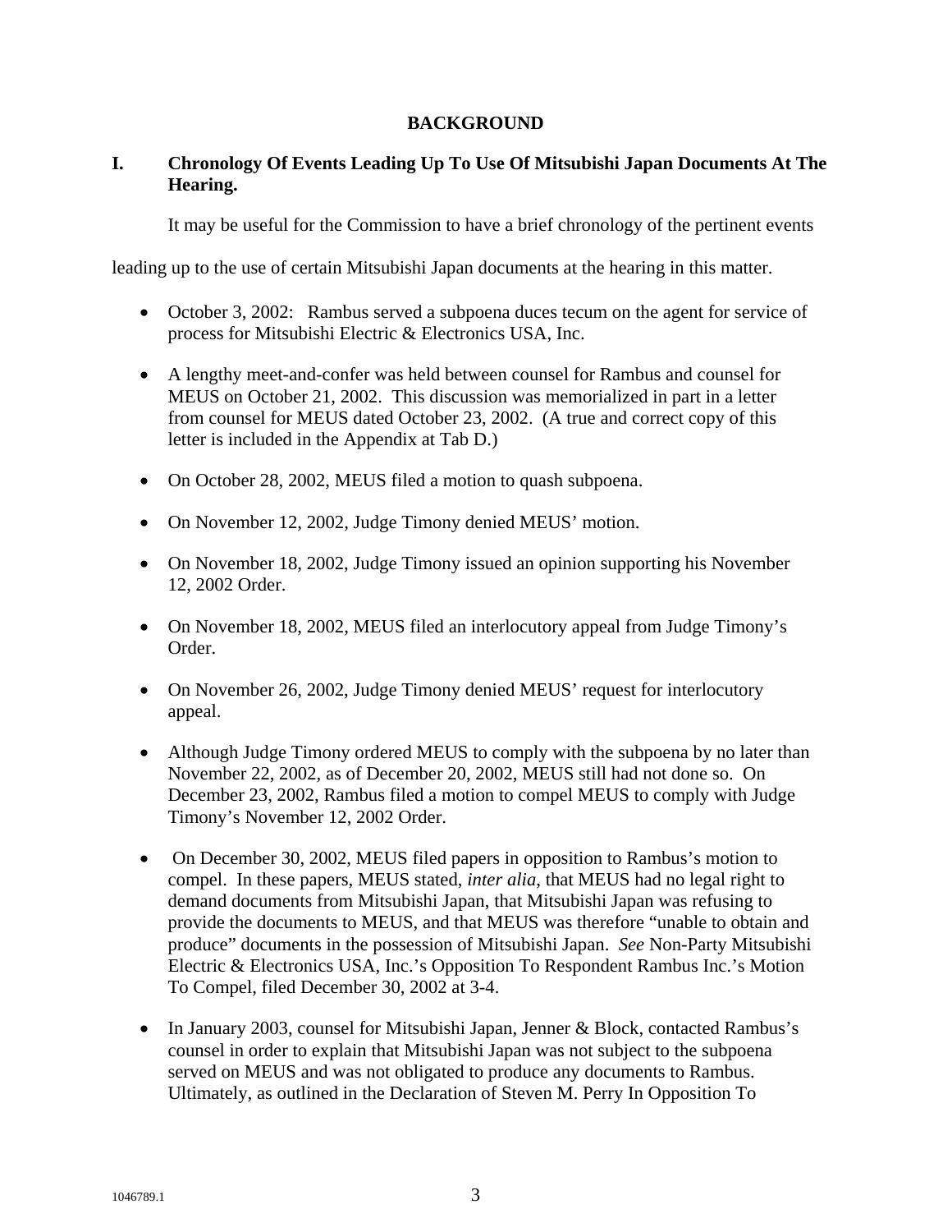## BACKGROUND

### I. Chronology Of Events Leading Up To Use Of Mitsubishi Japan Documents At The Hearing.

It may be useful for the Commission to have a brief chronology of the pertinent events leading up to the use of certain Mitsubishi Japan documents at the hearing in this matter.

- October 3, 2002: Rambus served a subpoena duces tecum on the agent for service of process for Mitsubishi Electric & Electronics USA, Inc.
- A lengthy meet-and-confer was held between counsel for Rambus and counsel for MEUS on October 21, 2002. This discussion was memorialized in part in a letter from counsel for MEUS dated October 23, 2002. (A true and correct copy of this letter is included in the Appendix at Tab D.)
- On October 28, 2002, MEUS filed a motion to quash subpoena.
- On November 12, 2002, Judge Timony denied MEUS' motion.
- On November 18, 2002, Judge Timony issued an opinion supporting his November 12, 2002 Order.
- On November 18, 2002, MEUS filed an interlocutory appeal from Judge Timony's Order.
- On November 26, 2002, Judge Timony denied MEUS' request for interlocutory appeal.
- Although Judge Timony ordered MEUS to comply with the subpoena by no later than November 22, 2002, as of December 20, 2002, MEUS still had not done so. On December 23, 2002, Rambus filed a motion to compel MEUS to comply with Judge Timony's November 12, 2002 Order.
- On December 30, 2002, MEUS filed papers in opposition to Rambus's motion to compel. In these papers, MEUS stated, *inter alia*, that MEUS had no legal right to demand documents from Mitsubishi Japan, that Mitsubishi Japan was refusing to provide the documents to MEUS, and that MEUS was therefore "unable to obtain and produce" documents in the possession of Mitsubishi Japan. *See* Non-Party Mitsubishi Electric & Electronics USA, Inc.'s Opposition To Respondent Rambus Inc.'s Motion To Compel, filed December 30, 2002 at 3-4.
- In January 2003, counsel for Mitsubishi Japan, Jenner & Block, contacted Rambus's counsel in order to explain that Mitsubishi Japan was not subject to the subpoena served on MEUS and was not obligated to produce any documents to Rambus. Ultimately, as outlined in the Declaration of Steven M. Perry In Opposition To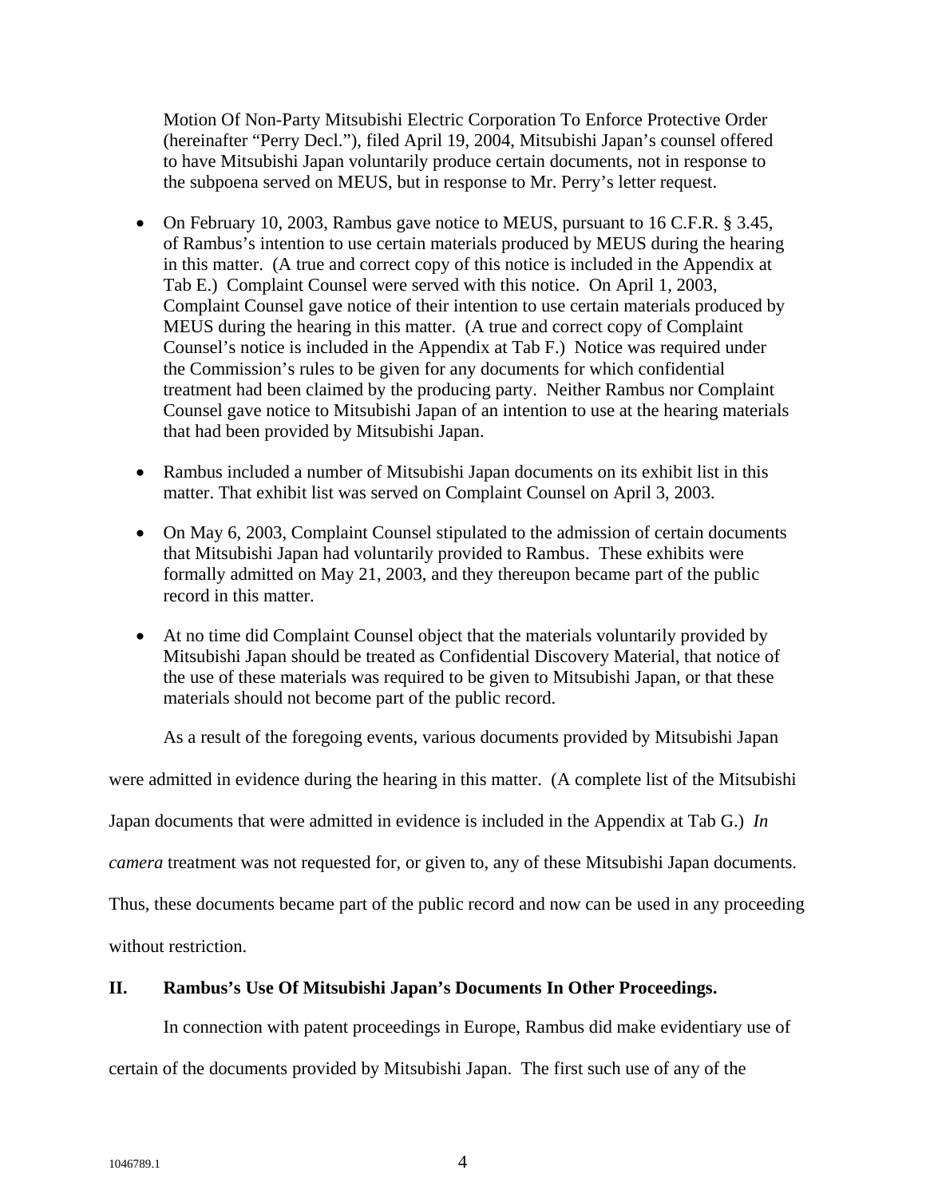Motion Of Non-Party Mitsubishi Electric Corporation To Enforce Protective Order (hereinafter "Perry Decl."), filed April 19, 2004, Mitsubishi Japan's counsel offered to have Mitsubishi Japan voluntarily produce certain documents, not in response to the subpoena served on MEUS, but in response to Mr. Perry's letter request.

- On February 10, 2003, Rambus gave notice to MEUS, pursuant to 16 C.F.R. § 3.45, of Rambus's intention to use certain materials produced by MEUS during the hearing in this matter. (A true and correct copy of this notice is included in the Appendix at Tab E.) Complaint Counsel were served with this notice. On April 1, 2003, Complaint Counsel gave notice of their intention to use certain materials produced by MEUS during the hearing in this matter. (A true and correct copy of Complaint Counsel's notice is included in the Appendix at Tab F.) Notice was required under the Commission's rules to be given for any documents for which confidential treatment had been claimed by the producing party. Neither Rambus nor Complaint Counsel gave notice to Mitsubishi Japan of an intention to use at the hearing materials that had been provided by Mitsubishi Japan.

- Rambus included a number of Mitsubishi Japan documents on its exhibit list in this matter. That exhibit list was served on Complaint Counsel on April 3, 2003.

- On May 6, 2003, Complaint Counsel stipulated to the admission of certain documents that Mitsubishi Japan had voluntarily provided to Rambus. These exhibits were formally admitted on May 21, 2003, and they thereupon became part of the public record in this matter.

- At no time did Complaint Counsel object that the materials voluntarily provided by Mitsubishi Japan should be treated as Confidential Discovery Material, that notice of the use of these materials was required to be given to Mitsubishi Japan, or that these materials should not become part of the public record.

As a result of the foregoing events, various documents provided by Mitsubishi Japan were admitted in evidence during the hearing in this matter. (A complete list of the Mitsubishi Japan documents that were admitted in evidence is included in the Appendix at Tab G.) *In camera* treatment was not requested for, or given to, any of these Mitsubishi Japan documents. Thus, these documents became part of the public record and now can be used in any proceeding without restriction.

## II. Rambus's Use Of Mitsubishi Japan's Documents In Other Proceedings.

In connection with patent proceedings in Europe, Rambus did make evidentiary use of certain of the documents provided by Mitsubishi Japan. The first such use of any of the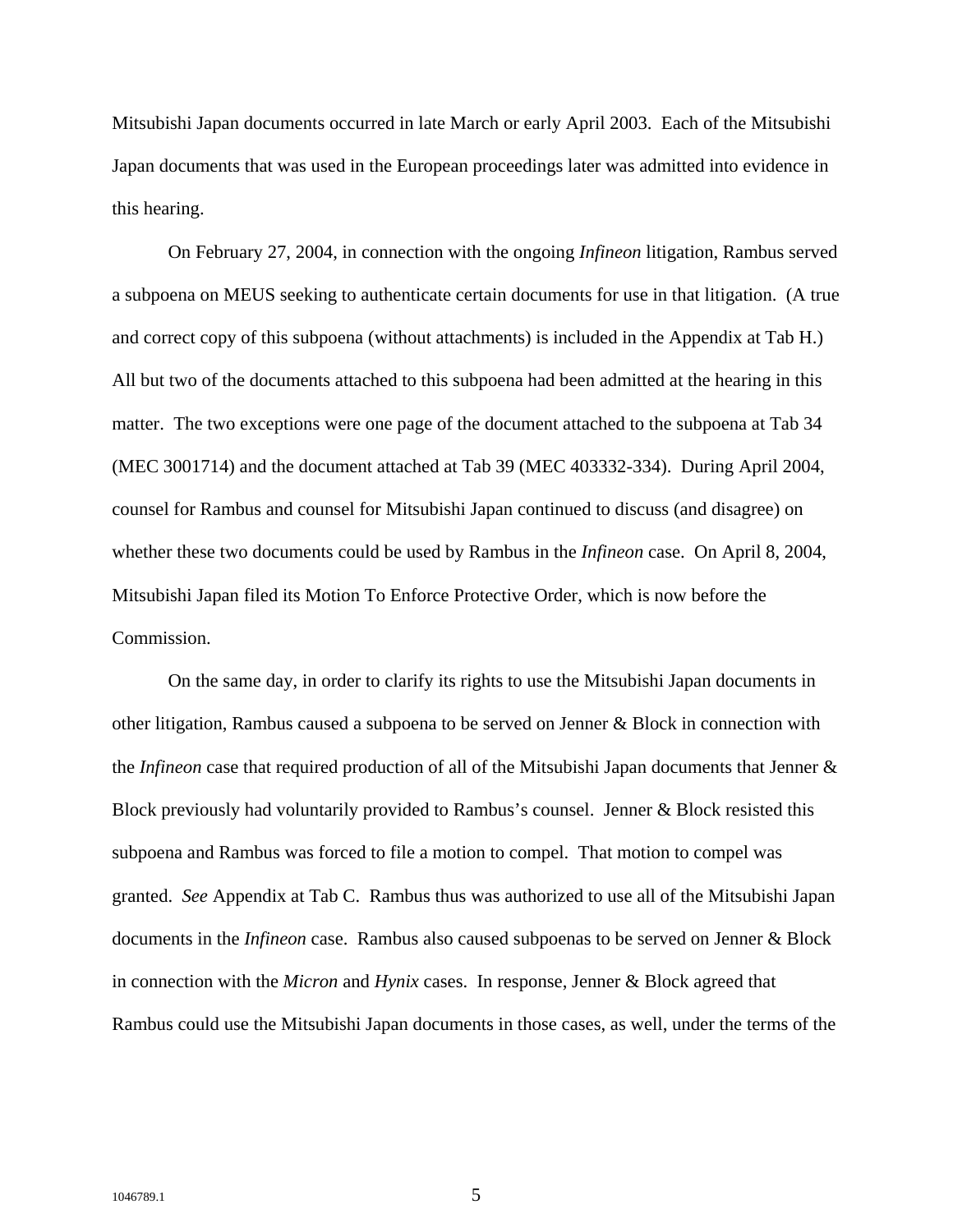Mitsubishi Japan documents occurred in late March or early April 2003. Each of the Mitsubishi Japan documents that was used in the European proceedings later was admitted into evidence in this hearing.

On February 27, 2004, in connection with the ongoing *Infineon* litigation, Rambus served a subpoena on MEUS seeking to authenticate certain documents for use in that litigation. (A true and correct copy of this subpoena (without attachments) is included in the Appendix at Tab H.) All but two of the documents attached to this subpoena had been admitted at the hearing in this matter. The two exceptions were one page of the document attached to the subpoena at Tab 34 (MEC 3001714) and the document attached at Tab 39 (MEC 403332-334). During April 2004, counsel for Rambus and counsel for Mitsubishi Japan continued to discuss (and disagree) on whether these two documents could be used by Rambus in the *Infineon* case. On April 8, 2004, Mitsubishi Japan filed its Motion To Enforce Protective Order, which is now before the Commission.

On the same day, in order to clarify its rights to use the Mitsubishi Japan documents in other litigation, Rambus caused a subpoena to be served on Jenner & Block in connection with the *Infineon* case that required production of all of the Mitsubishi Japan documents that Jenner & Block previously had voluntarily provided to Rambus's counsel. Jenner & Block resisted this subpoena and Rambus was forced to file a motion to compel. That motion to compel was granted. *See* Appendix at Tab C. Rambus thus was authorized to use all of the Mitsubishi Japan documents in the *Infineon* case. Rambus also caused subpoenas to be served on Jenner & Block in connection with the *Micron* and *Hynix* cases. In response, Jenner & Block agreed that Rambus could use the Mitsubishi Japan documents in those cases, as well, under the terms of the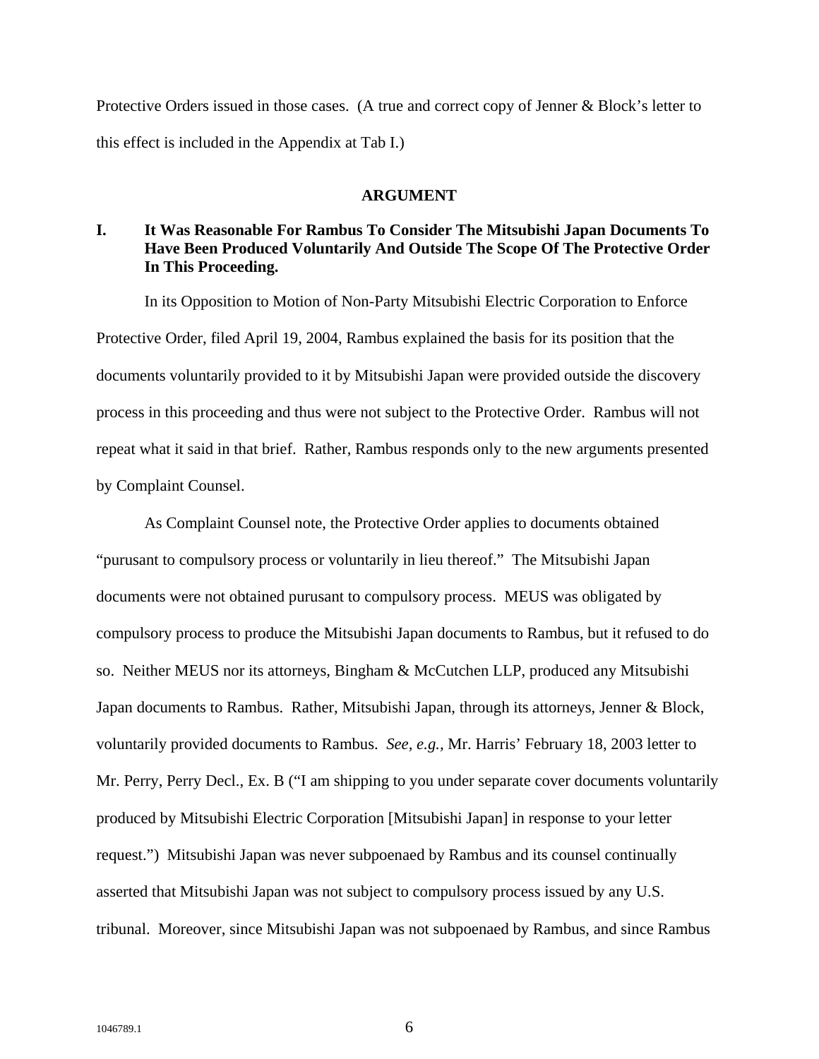Protective Orders issued in those cases. (A true and correct copy of Jenner & Block's letter to this effect is included in the Appendix at Tab I.)

## ARGUMENT

### I. It Was Reasonable For Rambus To Consider The Mitsubishi Japan Documents To Have Been Produced Voluntarily And Outside The Scope Of The Protective Order In This Proceeding.

In its Opposition to Motion of Non-Party Mitsubishi Electric Corporation to Enforce Protective Order, filed April 19, 2004, Rambus explained the basis for its position that the documents voluntarily provided to it by Mitsubishi Japan were provided outside the discovery process in this proceeding and thus were not subject to the Protective Order. Rambus will not repeat what it said in that brief. Rather, Rambus responds only to the new arguments presented by Complaint Counsel.

As Complaint Counsel note, the Protective Order applies to documents obtained "purusant to compulsory process or voluntarily in lieu thereof." The Mitsubishi Japan documents were not obtained purusant to compulsory process. MEUS was obligated by compulsory process to produce the Mitsubishi Japan documents to Rambus, but it refused to do so. Neither MEUS nor its attorneys, Bingham & McCutchen LLP, produced any Mitsubishi Japan documents to Rambus. Rather, Mitsubishi Japan, through its attorneys, Jenner & Block, voluntarily provided documents to Rambus. *See, e.g.*, Mr. Harris' February 18, 2003 letter to Mr. Perry, Perry Decl., Ex. B ("I am shipping to you under separate cover documents voluntarily produced by Mitsubishi Electric Corporation [Mitsubishi Japan] in response to your letter request.") Mitsubishi Japan was never subpoenaed by Rambus and its counsel continually asserted that Mitsubishi Japan was not subject to compulsory process issued by any U.S. tribunal. Moreover, since Mitsubishi Japan was not subpoenaed by Rambus, and since Rambus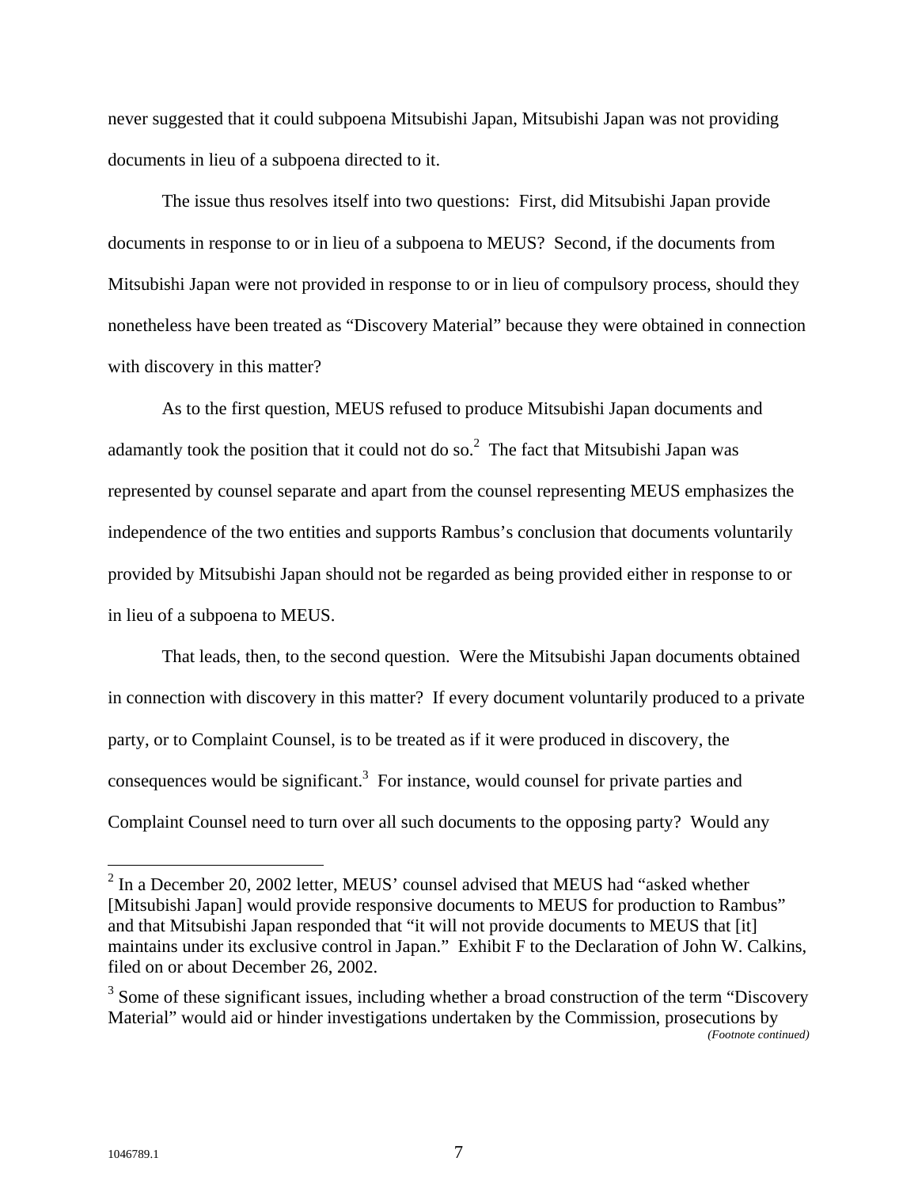never suggested that it could subpoena Mitsubishi Japan, Mitsubishi Japan was not providing documents in lieu of a subpoena directed to it.

The issue thus resolves itself into two questions: First, did Mitsubishi Japan provide documents in response to or in lieu of a subpoena to MEUS? Second, if the documents from Mitsubishi Japan were not provided in response to or in lieu of compulsory process, should they nonetheless have been treated as "Discovery Material" because they were obtained in connection with discovery in this matter?

As to the first question, MEUS refused to produce Mitsubishi Japan documents and adamantly took the position that it could not do so.[2] The fact that Mitsubishi Japan was represented by counsel separate and apart from the counsel representing MEUS emphasizes the independence of the two entities and supports Rambus's conclusion that documents voluntarily provided by Mitsubishi Japan should not be regarded as being provided either in response to or in lieu of a subpoena to MEUS.

That leads, then, to the second question. Were the Mitsubishi Japan documents obtained in connection with discovery in this matter? If every document voluntarily produced to a private party, or to Complaint Counsel, is to be treated as if it were produced in discovery, the consequences would be significant.[3] For instance, would counsel for private parties and Complaint Counsel need to turn over all such documents to the opposing party? Would any

---

[2] In a December 20, 2002 letter, MEUS' counsel advised that MEUS had "asked whether [Mitsubishi Japan] would provide responsive documents to MEUS for production to Rambus" and that Mitsubishi Japan responded that "it will not provide documents to MEUS that [it] maintains under its exclusive control in Japan." Exhibit F to the Declaration of John W. Calkins, filed on or about December 26, 2002.

[3] Some of these significant issues, including whether a broad construction of the term "Discovery Material" would aid or hinder investigations undertaken by the Commission, prosecutions by

*(Footnote continued)*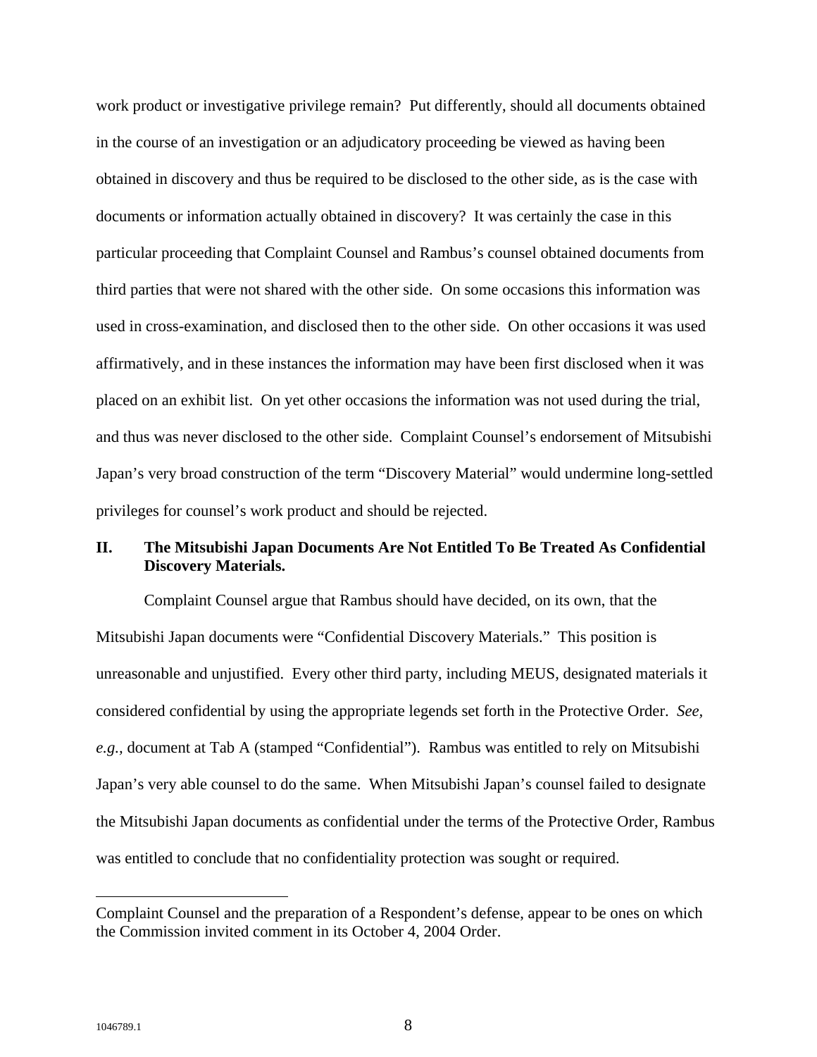work product or investigative privilege remain? Put differently, should all documents obtained in the course of an investigation or an adjudicatory proceeding be viewed as having been obtained in discovery and thus be required to be disclosed to the other side, as is the case with documents or information actually obtained in discovery? It was certainly the case in this particular proceeding that Complaint Counsel and Rambus's counsel obtained documents from third parties that were not shared with the other side. On some occasions this information was used in cross-examination, and disclosed then to the other side. On other occasions it was used affirmatively, and in these instances the information may have been first disclosed when it was placed on an exhibit list. On yet other occasions the information was not used during the trial, and thus was never disclosed to the other side. Complaint Counsel's endorsement of Mitsubishi Japan's very broad construction of the term "Discovery Material" would undermine long-settled privileges for counsel's work product and should be rejected.

## II. The Mitsubishi Japan Documents Are Not Entitled To Be Treated As Confidential Discovery Materials.

Complaint Counsel argue that Rambus should have decided, on its own, that the Mitsubishi Japan documents were "Confidential Discovery Materials." This position is unreasonable and unjustified. Every other third party, including MEUS, designated materials it considered confidential by using the appropriate legends set forth in the Protective Order. *See, e.g.*, document at Tab A (stamped "Confidential"). Rambus was entitled to rely on Mitsubishi Japan's very able counsel to do the same. When Mitsubishi Japan's counsel failed to designate the Mitsubishi Japan documents as confidential under the terms of the Protective Order, Rambus was entitled to conclude that no confidentiality protection was sought or required.

---

Complaint Counsel and the preparation of a Respondent's defense, appear to be ones on which the Commission invited comment in its October 4, 2004 Order.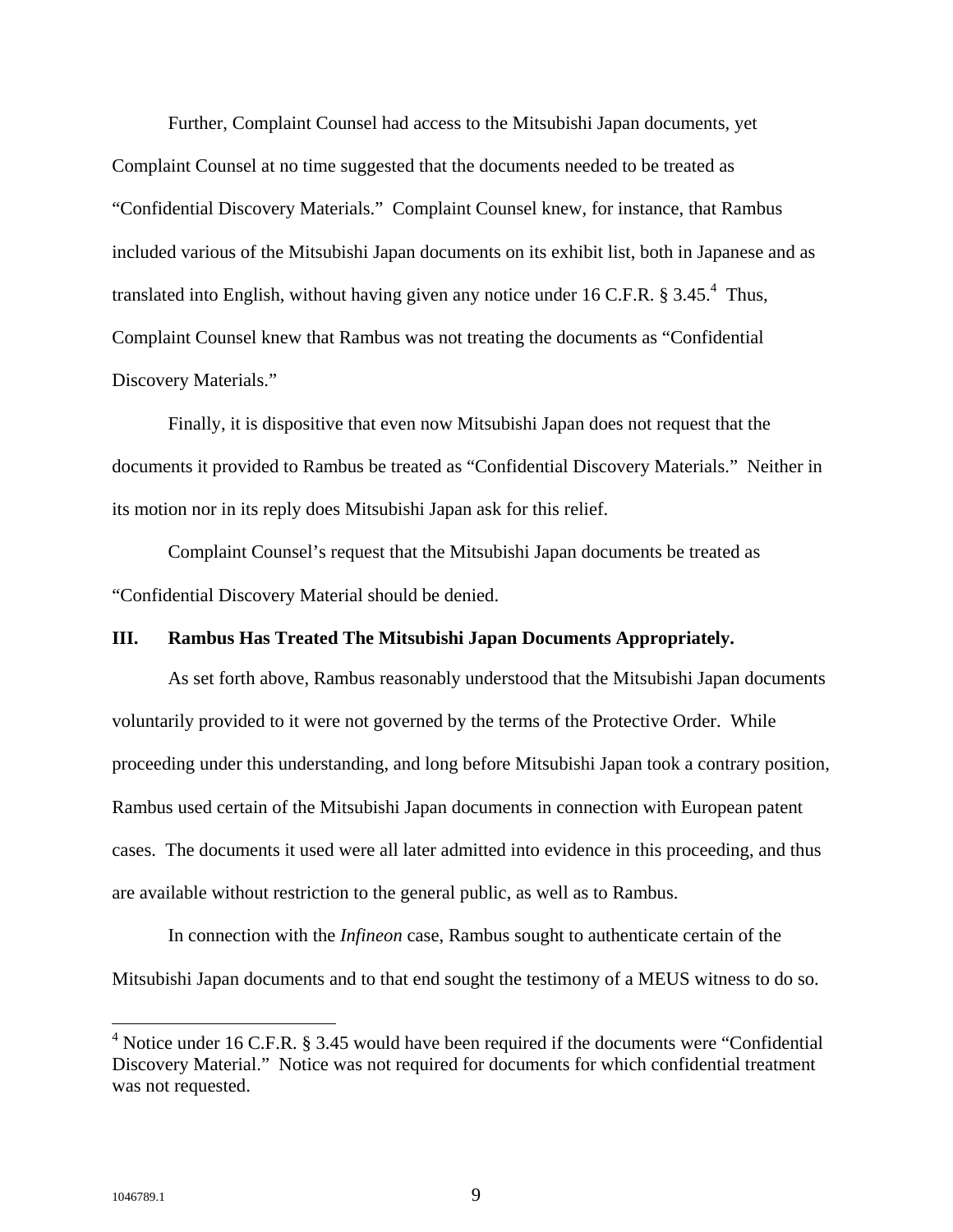Further, Complaint Counsel had access to the Mitsubishi Japan documents, yet Complaint Counsel at no time suggested that the documents needed to be treated as "Confidential Discovery Materials." Complaint Counsel knew, for instance, that Rambus included various of the Mitsubishi Japan documents on its exhibit list, both in Japanese and as translated into English, without having given any notice under 16 C.F.R. § 3.45.[4] Thus, Complaint Counsel knew that Rambus was not treating the documents as "Confidential Discovery Materials."

Finally, it is dispositive that even now Mitsubishi Japan does not request that the documents it provided to Rambus be treated as "Confidential Discovery Materials." Neither in its motion nor in its reply does Mitsubishi Japan ask for this relief.

Complaint Counsel's request that the Mitsubishi Japan documents be treated as "Confidential Discovery Material should be denied.

**III. Rambus Has Treated The Mitsubishi Japan Documents Appropriately.**

As set forth above, Rambus reasonably understood that the Mitsubishi Japan documents voluntarily provided to it were not governed by the terms of the Protective Order. While proceeding under this understanding, and long before Mitsubishi Japan took a contrary position, Rambus used certain of the Mitsubishi Japan documents in connection with European patent cases. The documents it used were all later admitted into evidence in this proceeding, and thus are available without restriction to the general public, as well as to Rambus.

In connection with the *Infineon* case, Rambus sought to authenticate certain of the Mitsubishi Japan documents and to that end sought the testimony of a MEUS witness to do so.

[4] Notice under 16 C.F.R. § 3.45 would have been required if the documents were "Confidential Discovery Material." Notice was not required for documents for which confidential treatment was not requested.

1046789.1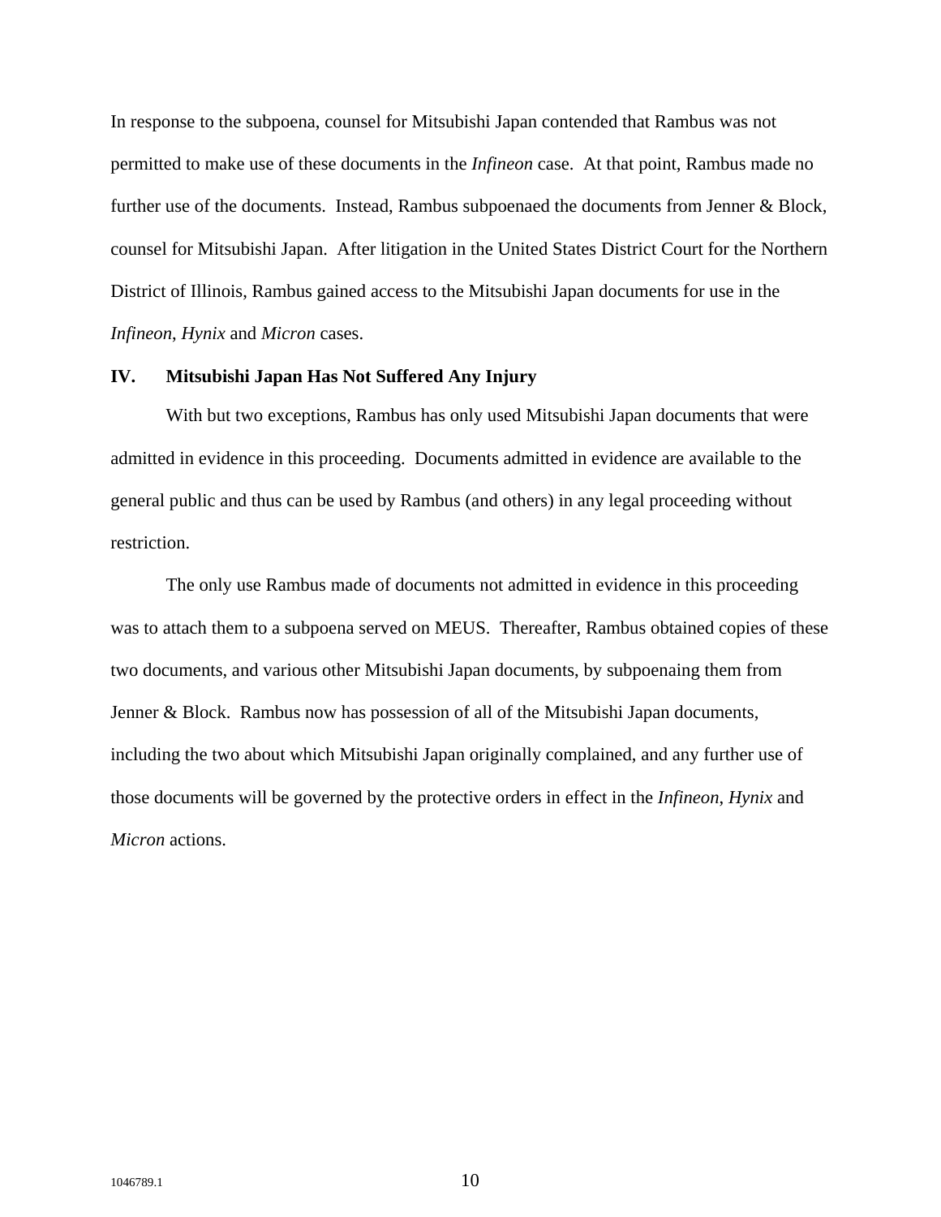In response to the subpoena, counsel for Mitsubishi Japan contended that Rambus was not permitted to make use of these documents in the *Infineon* case. At that point, Rambus made no further use of the documents. Instead, Rambus subpoenaed the documents from Jenner & Block, counsel for Mitsubishi Japan. After litigation in the United States District Court for the Northern District of Illinois, Rambus gained access to the Mitsubishi Japan documents for use in the *Infineon*, *Hynix* and *Micron* cases.

## IV. Mitsubishi Japan Has Not Suffered Any Injury

With but two exceptions, Rambus has only used Mitsubishi Japan documents that were admitted in evidence in this proceeding. Documents admitted in evidence are available to the general public and thus can be used by Rambus (and others) in any legal proceeding without restriction.

The only use Rambus made of documents not admitted in evidence in this proceeding was to attach them to a subpoena served on MEUS. Thereafter, Rambus obtained copies of these two documents, and various other Mitsubishi Japan documents, by subpoenaing them from Jenner & Block. Rambus now has possession of all of the Mitsubishi Japan documents, including the two about which Mitsubishi Japan originally complained, and any further use of those documents will be governed by the protective orders in effect in the *Infineon*, *Hynix* and *Micron* actions.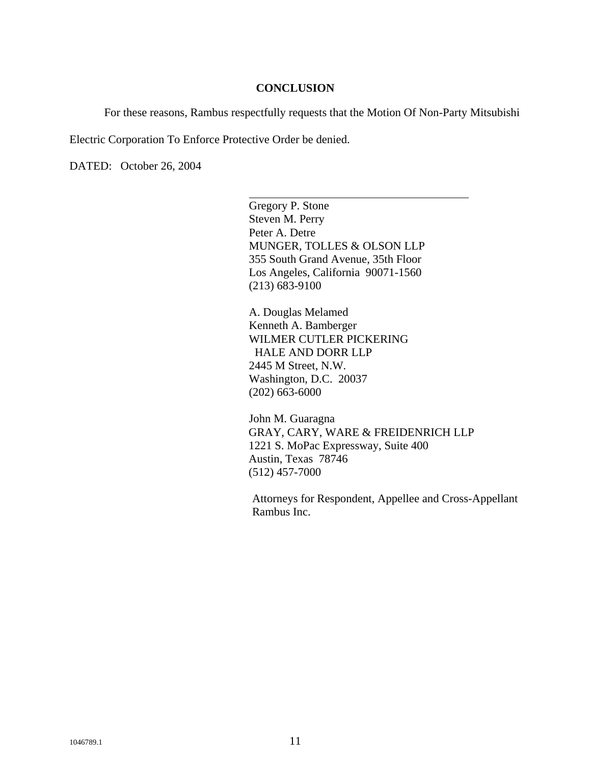## CONCLUSION

For these reasons, Rambus respectfully requests that the Motion Of Non-Party Mitsubishi Electric Corporation To Enforce Protective Order be denied.

DATED: October 26, 2004

\_\_\_\_\_\_\_\_\_\_\_\_\_\_\_\_\_\_\_\_\_\_\_\_\_\_\_\_\_\_\_\_\_\_\_\_

Gregory P. Stone
Steven M. Perry
Peter A. Detre
MUNGER, TOLLES & OLSON LLP
355 South Grand Avenue, 35th Floor
Los Angeles, California 90071-1560
(213) 683-9100

A. Douglas Melamed
Kenneth A. Bamberger
WILMER CUTLER PICKERING
HALE AND DORR LLP
2445 M Street, N.W.
Washington, D.C. 20037
(202) 663-6000

John M. Guaragna
GRAY, CARY, WARE & FREIDENRICH LLP
1221 S. MoPac Expressway, Suite 400
Austin, Texas 78746
(512) 457-7000

Attorneys for Respondent, Appellee and Cross-Appellant Rambus Inc.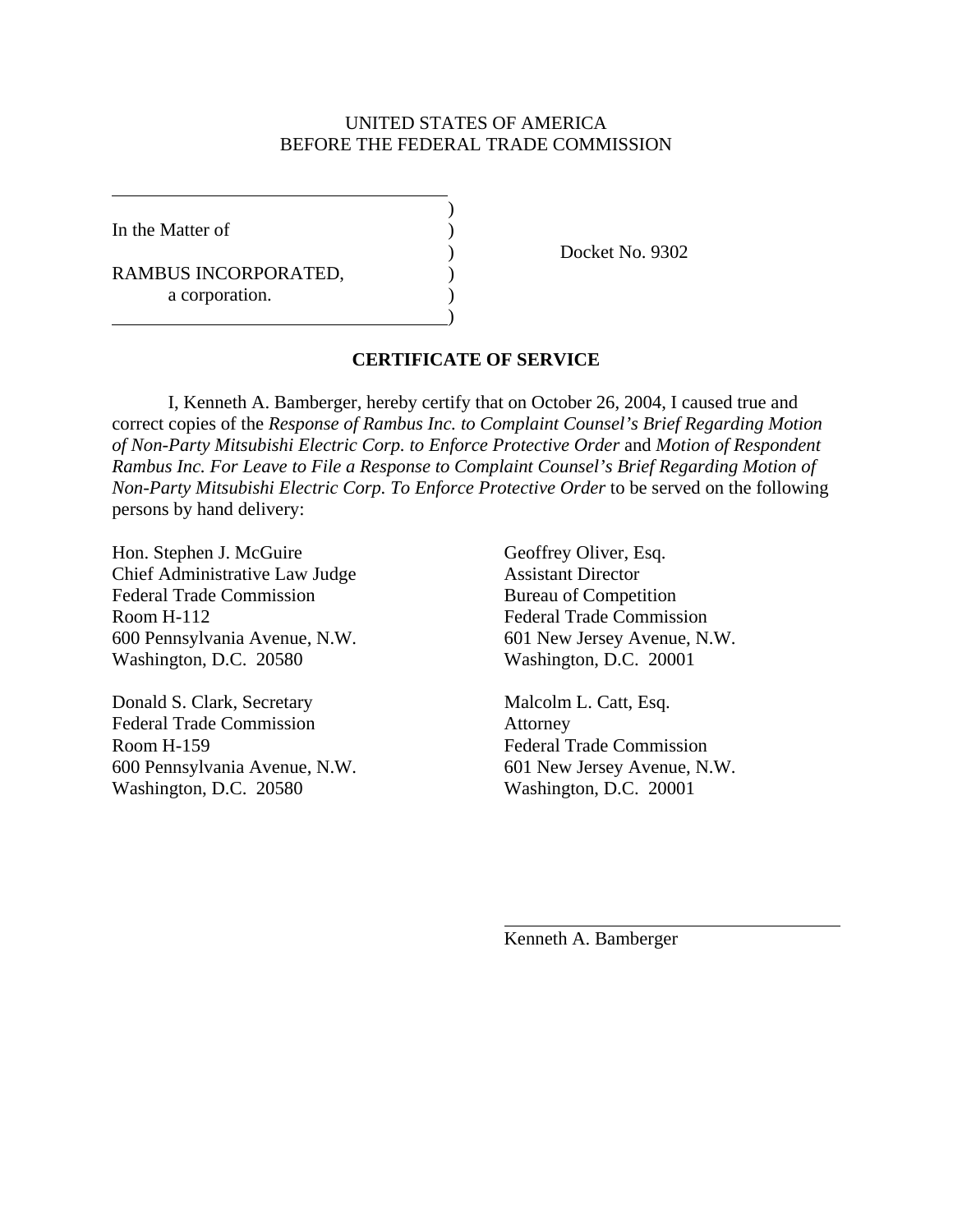UNITED STATES OF AMERICA
BEFORE THE FEDERAL TRADE COMMISSION

In the Matter of

RAMBUS INCORPORATED,
a corporation.

Docket No. 9302

**CERTIFICATE OF SERVICE**

I, Kenneth A. Bamberger, hereby certify that on October 26, 2004, I caused true and correct copies of the *Response of Rambus Inc. to Complaint Counsel's Brief Regarding Motion of Non-Party Mitsubishi Electric Corp. to Enforce Protective Order* and *Motion of Respondent Rambus Inc. For Leave to File a Response to Complaint Counsel's Brief Regarding Motion of Non-Party Mitsubishi Electric Corp. To Enforce Protective Order* to be served on the following persons by hand delivery:

Hon. Stephen J. McGuire
Chief Administrative Law Judge
Federal Trade Commission
Room H-112
600 Pennsylvania Avenue, N.W.
Washington, D.C. 20580

Donald S. Clark, Secretary
Federal Trade Commission
Room H-159
600 Pennsylvania Avenue, N.W.
Washington, D.C. 20580

Geoffrey Oliver, Esq.
Assistant Director
Bureau of Competition
Federal Trade Commission
601 New Jersey Avenue, N.W.
Washington, D.C. 20001

Malcolm L. Catt, Esq.
Attorney
Federal Trade Commission
601 New Jersey Avenue, N.W.
Washington, D.C. 20001

Kenneth A. Bamberger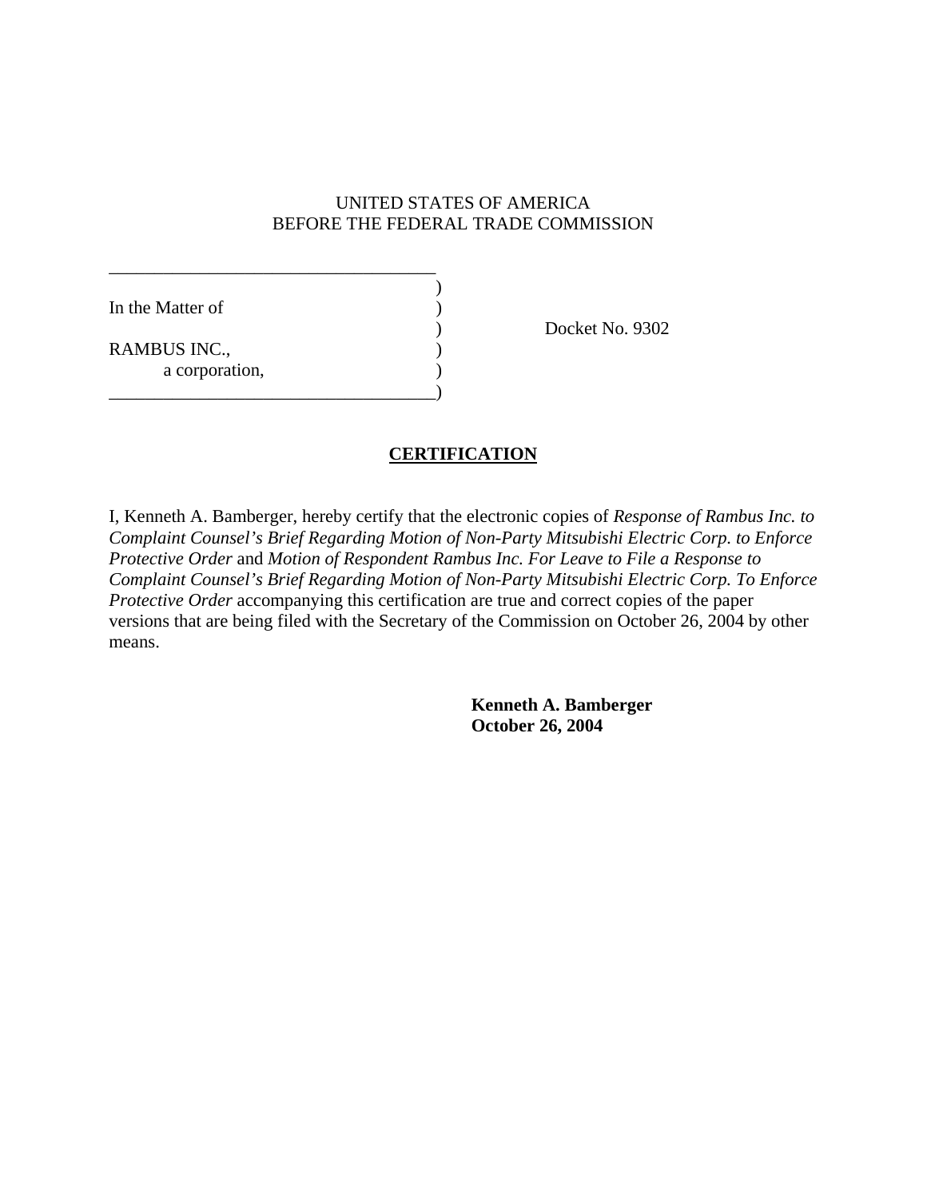UNITED STATES OF AMERICA
BEFORE THE FEDERAL TRADE COMMISSION

| | | |
|---|---|---|
| In the Matter of | ) | |
| | ) | Docket No. 9302 |
| RAMBUS INC., a corporation, | ) | |

## CERTIFICATION

I, Kenneth A. Bamberger, hereby certify that the electronic copies of *Response of Rambus Inc. to Complaint Counsel's Brief Regarding Motion of Non-Party Mitsubishi Electric Corp. to Enforce Protective Order* and *Motion of Respondent Rambus Inc. For Leave to File a Response to Complaint Counsel's Brief Regarding Motion of Non-Party Mitsubishi Electric Corp. To Enforce Protective Order* accompanying this certification are true and correct copies of the paper versions that are being filed with the Secretary of the Commission on October 26, 2004 by other means.

**Kenneth A. Bamberger**
**October 26, 2004**